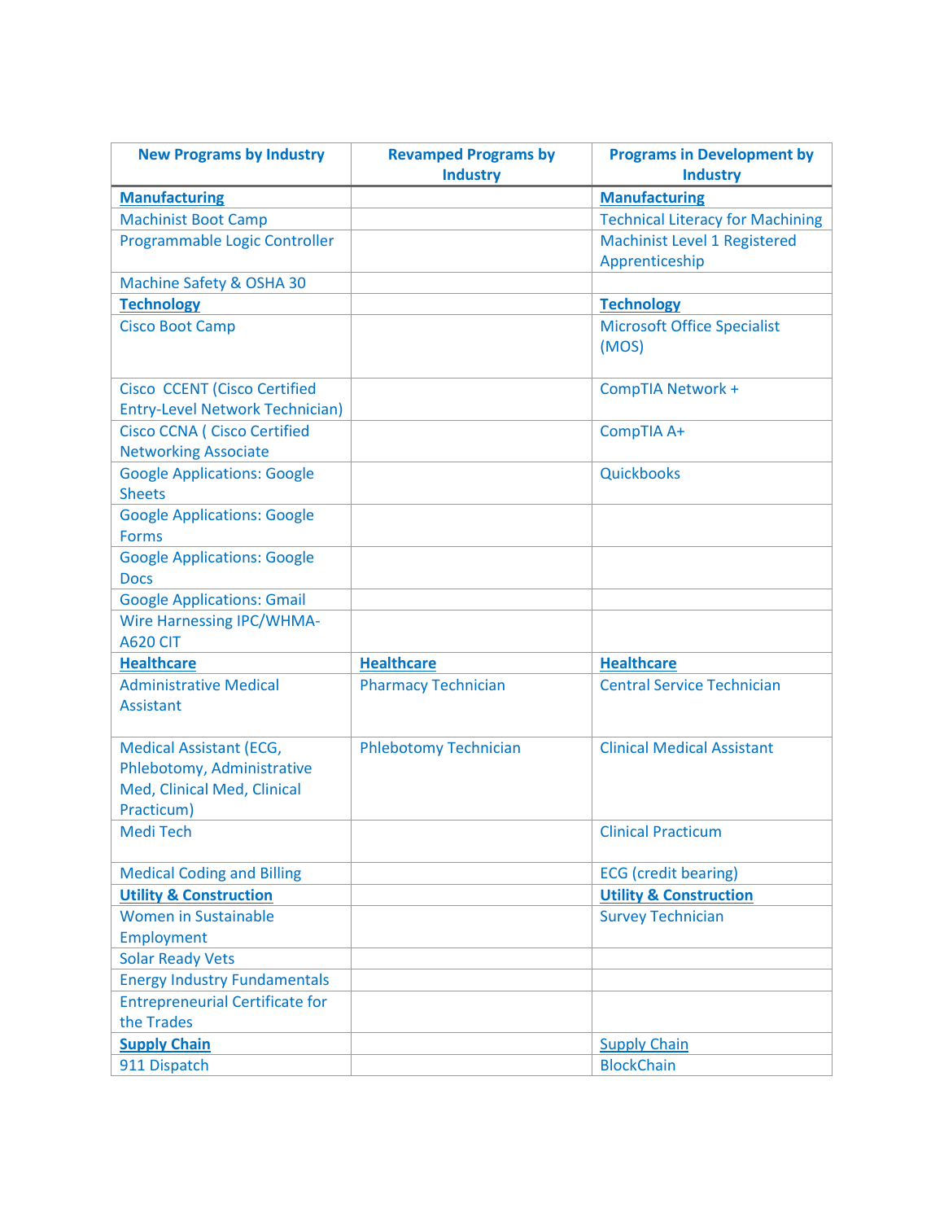| New Programs by Industry | Revamped Programs by Industry | Programs in Development by Industry |
|---|---|---|
| **Manufacturing** | | **Manufacturing** |
| Machinist Boot Camp | | Technical Literacy for Machining |
| Programmable Logic Controller | | Machinist Level 1 Registered Apprenticeship |
| Machine Safety & OSHA 30 | | |
| **Technology** | | **Technology** |
| Cisco Boot Camp | | Microsoft Office Specialist (MOS) |
| Cisco CCENT (Cisco Certified Entry-Level Network Technician) | | CompTIA Network + |
| Cisco CCNA ( Cisco Certified Networking Associate | | CompTIA A+ |
| Google Applications: Google Sheets | | Quickbooks |
| Google Applications: Google Forms | | |
| Google Applications: Google Docs | | |
| Google Applications: Gmail | | |
| Wire Harnessing IPC/WHMA-A620 CIT | | |
| **Healthcare** | **Healthcare** | **Healthcare** |
| Administrative Medical Assistant | Pharmacy Technician | Central Service Technician |
| Medical Assistant (ECG, Phlebotomy, Administrative Med, Clinical Med, Clinical Practicum) | Phlebotomy Technician | Clinical Medical Assistant |
| Medi Tech | | Clinical Practicum |
| Medical Coding and Billing | | ECG (credit bearing) |
| **Utility & Construction** | | **Utility & Construction** |
| Women in Sustainable Employment | | Survey Technician |
| Solar Ready Vets | | |
| Energy Industry Fundamentals | | |
| Entrepreneurial Certificate for the Trades | | |
| **Supply Chain** | | Supply Chain |
| 911 Dispatch | | BlockChain |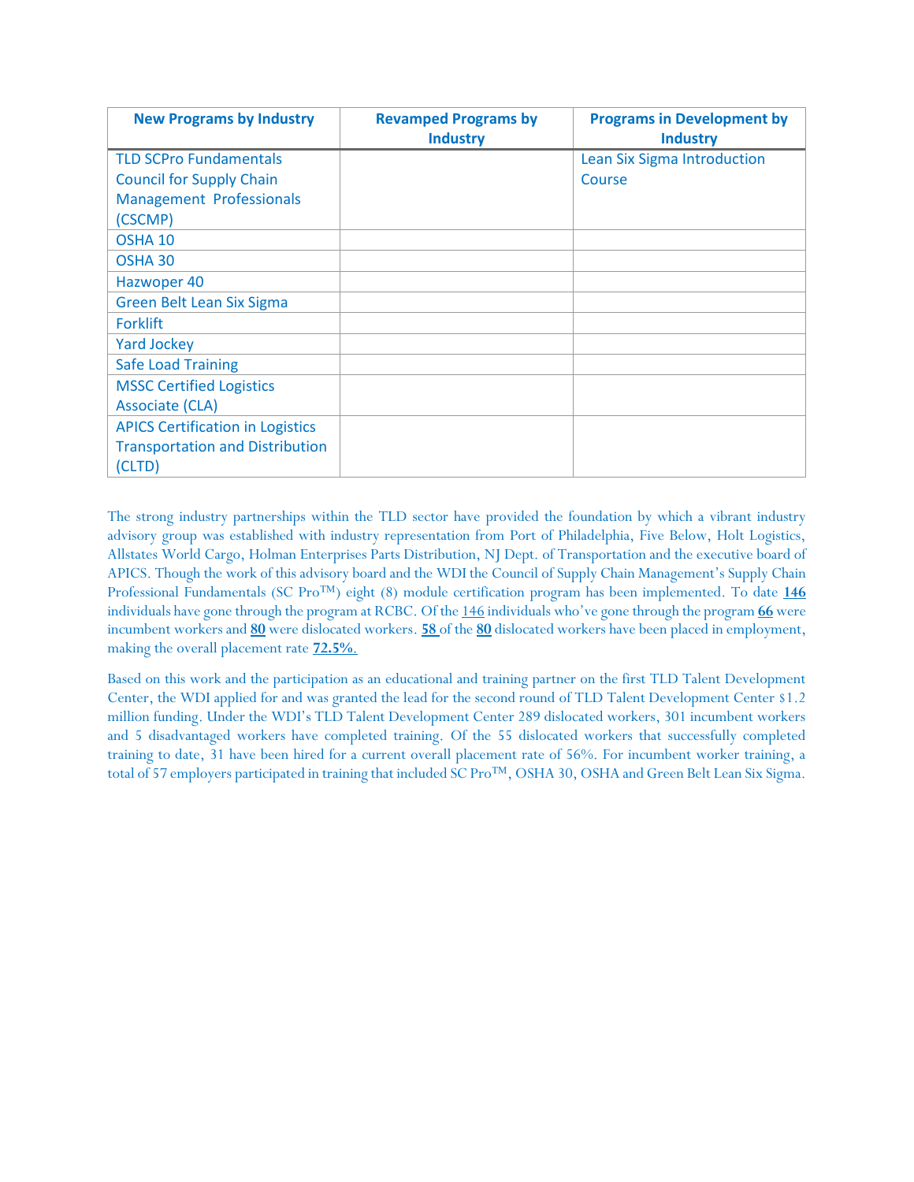| New Programs by Industry | Revamped Programs by Industry | Programs in Development by Industry |
|---|---|---|
| TLD SCPro Fundamentals Council for Supply Chain Management Professionals (CSCMP) | | Lean Six Sigma Introduction Course |
| OSHA 10 | | |
| OSHA 30 | | |
| Hazwoper 40 | | |
| Green Belt Lean Six Sigma | | |
| Forklift | | |
| Yard Jockey | | |
| Safe Load Training | | |
| MSSC Certified Logistics Associate (CLA) | | |
| APICS Certification in Logistics Transportation and Distribution (CLTD) | | |

The strong industry partnerships within the TLD sector have provided the foundation by which a vibrant industry advisory group was established with industry representation from Port of Philadelphia, Five Below, Holt Logistics, Allstates World Cargo, Holman Enterprises Parts Distribution, NJ Dept. of Transportation and the executive board of APICS. Though the work of this advisory board and the WDI the Council of Supply Chain Management's Supply Chain Professional Fundamentals (SC Pro™) eight (8) module certification program has been implemented. To date **146** individuals have gone through the program at RCBC. Of the 146 individuals who've gone through the program **66** were incumbent workers and **80** were dislocated workers. **58** of the **80** dislocated workers have been placed in employment, making the overall placement rate **72.5%.**

Based on this work and the participation as an educational and training partner on the first TLD Talent Development Center, the WDI applied for and was granted the lead for the second round of TLD Talent Development Center $1.2 million funding. Under the WDI's TLD Talent Development Center 289 dislocated workers, 301 incumbent workers and 5 disadvantaged workers have completed training. Of the 55 dislocated workers that successfully completed training to date, 31 have been hired for a current overall placement rate of 56%. For incumbent worker training, a total of 57 employers participated in training that included SC Pro™, OSHA 30, OSHA and Green Belt Lean Six Sigma.